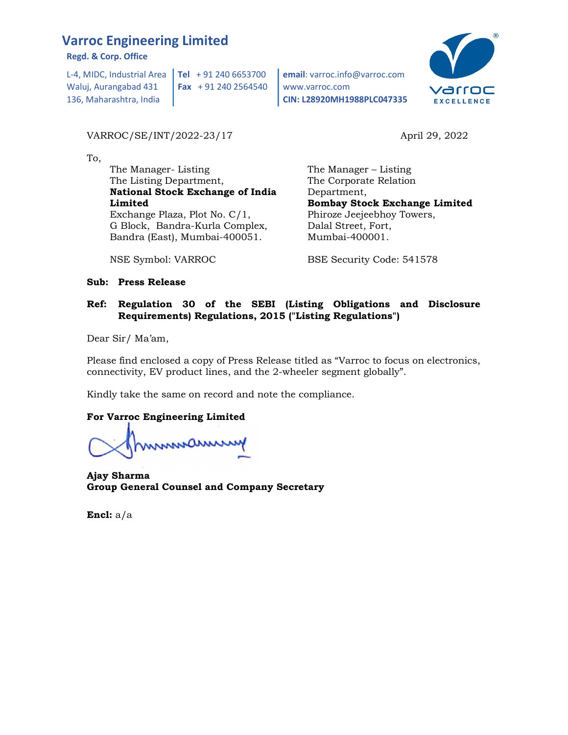# Varroc Engineering Limited

**Regd. & Corp. Office**

L-4, MIDC, Industrial Area Waluj, Aurangabad 431 136, Maharashtra, India

**Tel** + 91 240 6653700
**Fax** + 91 240 2564540

**email**: varroc.info@varroc.com
www.varroc.com
**CIN: L28920MH1988PLC047335**

VARROC/SE/INT/2022-23/17

April 29, 2022

To,

The Manager- Listing
The Listing Department,
**National Stock Exchange of India Limited**
Exchange Plaza, Plot No. C/1,
G Block, Bandra-Kurla Complex,
Bandra (East), Mumbai-400051.

NSE Symbol: VARROC

The Manager – Listing
The Corporate Relation Department,
**Bombay Stock Exchange Limited**
Phiroze Jeejeebhoy Towers,
Dalal Street, Fort,
Mumbai-400001.

BSE Security Code: 541578

**Sub: Press Release**

**Ref: Regulation 30 of the SEBI (Listing Obligations and Disclosure Requirements) Regulations, 2015 ("Listing Regulations")**

Dear Sir/ Ma'am,

Please find enclosed a copy of Press Release titled as "Varroc to focus on electronics, connectivity, EV product lines, and the 2-wheeler segment globally".

Kindly take the same on record and note the compliance.

**For Varroc Engineering Limited**

**Ajay Sharma**
**Group General Counsel and Company Secretary**

**Encl:** a/a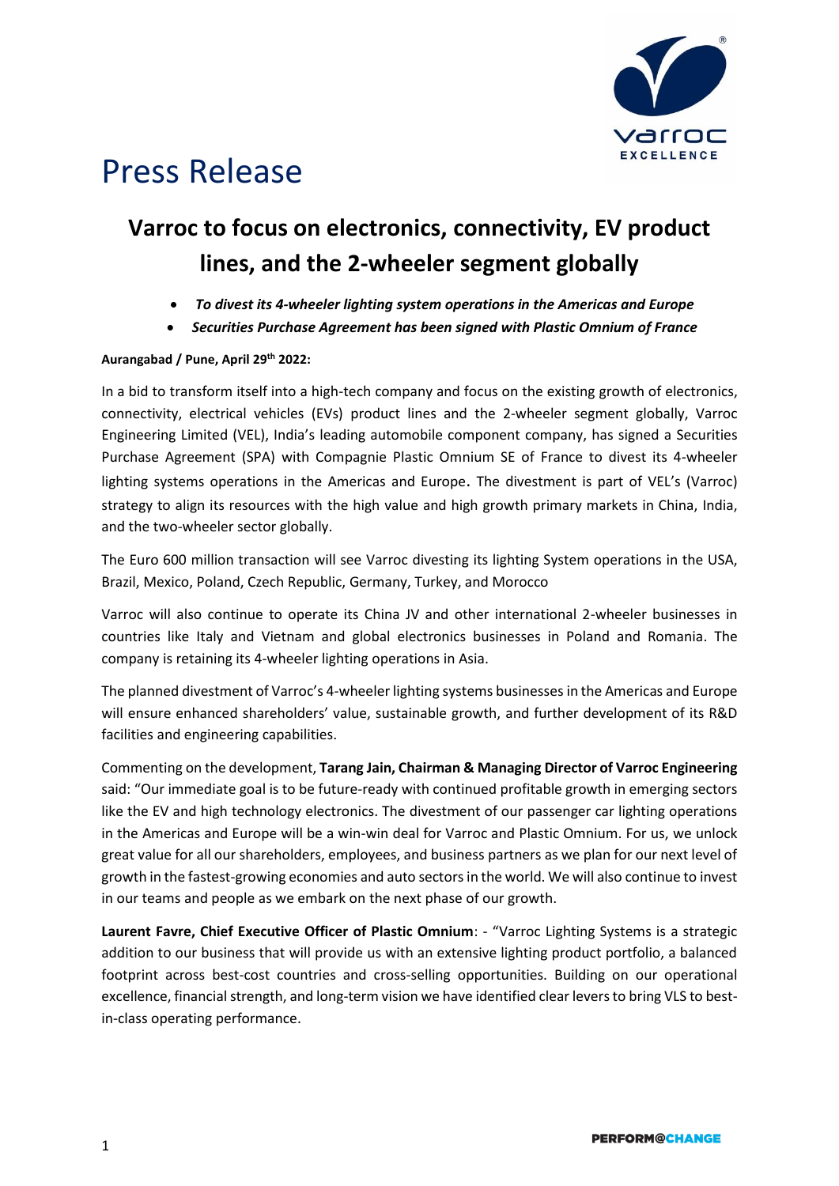# Press Release

## Varroc to focus on electronics, connectivity, EV product lines, and the 2-wheeler segment globally

- ***To divest its 4-wheeler lighting system operations in the Americas and Europe***
- ***Securities Purchase Agreement has been signed with Plastic Omnium of France***

**Aurangabad / Pune, April 29th 2022:**

In a bid to transform itself into a high-tech company and focus on the existing growth of electronics, connectivity, electrical vehicles (EVs) product lines and the 2-wheeler segment globally, Varroc Engineering Limited (VEL), India's leading automobile component company, has signed a Securities Purchase Agreement (SPA) with Compagnie Plastic Omnium SE of France to divest its 4-wheeler lighting systems operations in the Americas and Europe. The divestment is part of VEL's (Varroc) strategy to align its resources with the high value and high growth primary markets in China, India, and the two-wheeler sector globally.

The Euro 600 million transaction will see Varroc divesting its lighting System operations in the USA, Brazil, Mexico, Poland, Czech Republic, Germany, Turkey, and Morocco

Varroc will also continue to operate its China JV and other international 2-wheeler businesses in countries like Italy and Vietnam and global electronics businesses in Poland and Romania. The company is retaining its 4-wheeler lighting operations in Asia.

The planned divestment of Varroc's 4-wheeler lighting systems businesses in the Americas and Europe will ensure enhanced shareholders' value, sustainable growth, and further development of its R&D facilities and engineering capabilities.

Commenting on the development, **Tarang Jain, Chairman & Managing Director of Varroc Engineering** said: "Our immediate goal is to be future-ready with continued profitable growth in emerging sectors like the EV and high technology electronics. The divestment of our passenger car lighting operations in the Americas and Europe will be a win-win deal for Varroc and Plastic Omnium. For us, we unlock great value for all our shareholders, employees, and business partners as we plan for our next level of growth in the fastest-growing economies and auto sectors in the world. We will also continue to invest in our teams and people as we embark on the next phase of our growth.

**Laurent Favre, Chief Executive Officer of Plastic Omnium**: - "Varroc Lighting Systems is a strategic addition to our business that will provide us with an extensive lighting product portfolio, a balanced footprint across best-cost countries and cross-selling opportunities. Building on our operational excellence, financial strength, and long-term vision we have identified clear levers to bring VLS to best-in-class operating performance.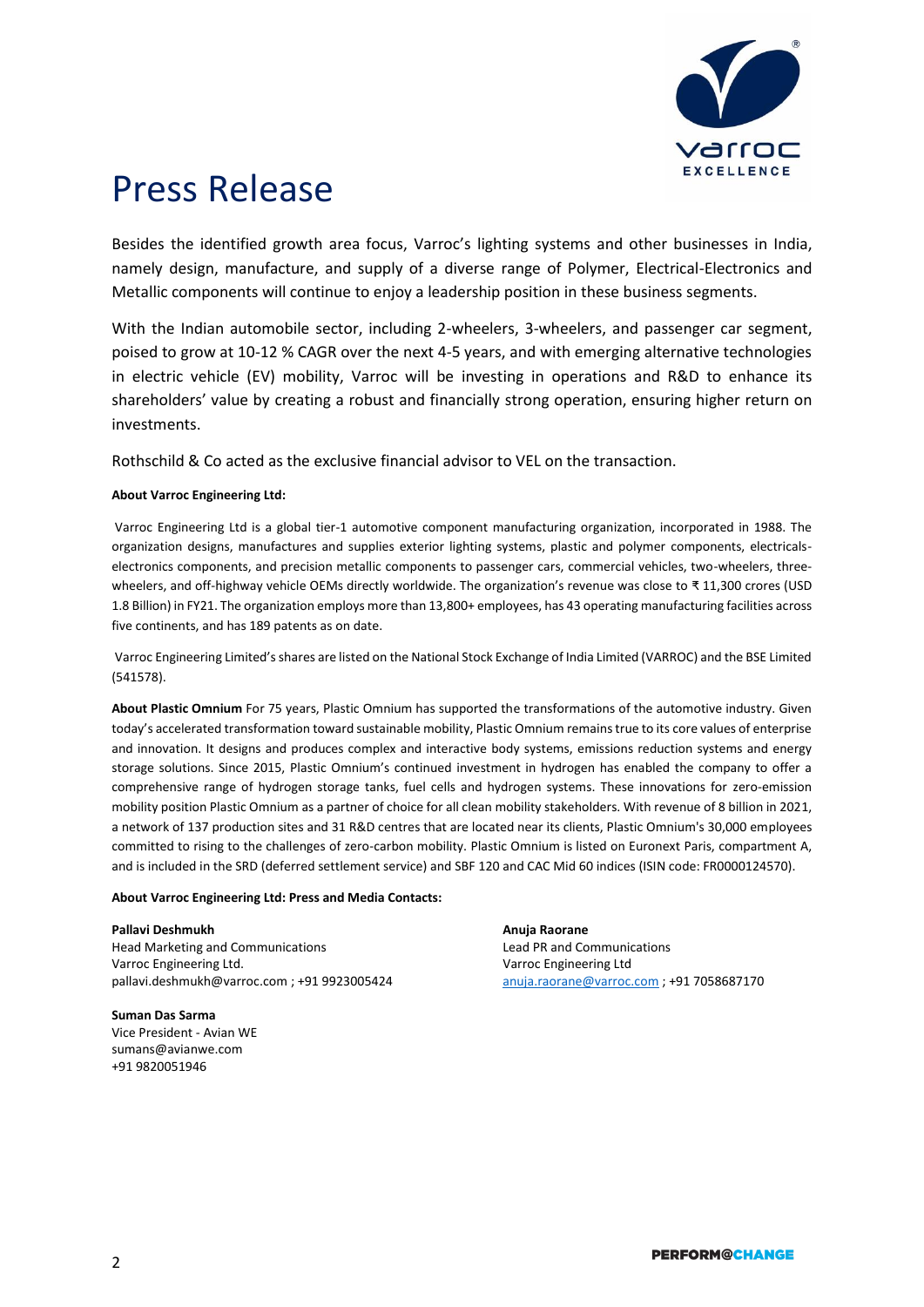# Press Release

Besides the identified growth area focus, Varroc's lighting systems and other businesses in India, namely design, manufacture, and supply of a diverse range of Polymer, Electrical-Electronics and Metallic components will continue to enjoy a leadership position in these business segments.

With the Indian automobile sector, including 2-wheelers, 3-wheelers, and passenger car segment, poised to grow at 10-12 % CAGR over the next 4-5 years, and with emerging alternative technologies in electric vehicle (EV) mobility, Varroc will be investing in operations and R&D to enhance its shareholders' value by creating a robust and financially strong operation, ensuring higher return on investments.

Rothschild & Co acted as the exclusive financial advisor to VEL on the transaction.

**About Varroc Engineering Ltd:**

Varroc Engineering Ltd is a global tier-1 automotive component manufacturing organization, incorporated in 1988. The organization designs, manufactures and supplies exterior lighting systems, plastic and polymer components, electricals-electronics components, and precision metallic components to passenger cars, commercial vehicles, two-wheelers, three-wheelers, and off-highway vehicle OEMs directly worldwide. The organization's revenue was close to ₹ 11,300 crores (USD 1.8 Billion) in FY21. The organization employs more than 13,800+ employees, has 43 operating manufacturing facilities across five continents, and has 189 patents as on date.

Varroc Engineering Limited's shares are listed on the National Stock Exchange of India Limited (VARROC) and the BSE Limited (541578).

**About Plastic Omnium** For 75 years, Plastic Omnium has supported the transformations of the automotive industry. Given today's accelerated transformation toward sustainable mobility, Plastic Omnium remains true to its core values of enterprise and innovation. It designs and produces complex and interactive body systems, emissions reduction systems and energy storage solutions. Since 2015, Plastic Omnium's continued investment in hydrogen has enabled the company to offer a comprehensive range of hydrogen storage tanks, fuel cells and hydrogen systems. These innovations for zero-emission mobility position Plastic Omnium as a partner of choice for all clean mobility stakeholders. With revenue of 8 billion in 2021, a network of 137 production sites and 31 R&D centres that are located near its clients, Plastic Omnium's 30,000 employees committed to rising to the challenges of zero-carbon mobility. Plastic Omnium is listed on Euronext Paris, compartment A, and is included in the SRD (deferred settlement service) and SBF 120 and CAC Mid 60 indices (ISIN code: FR0000124570).

**About Varroc Engineering Ltd: Press and Media Contacts:**

**Pallavi Deshmukh**
Head Marketing and Communications
Varroc Engineering Ltd.
pallavi.deshmukh@varroc.com ; +91 9923005424

**Anuja Raorane**
Lead PR and Communications
Varroc Engineering Ltd
anuja.raorane@varroc.com ; +91 7058687170

**Suman Das Sarma**
Vice President - Avian WE
sumans@avianwe.com
+91 9820051946